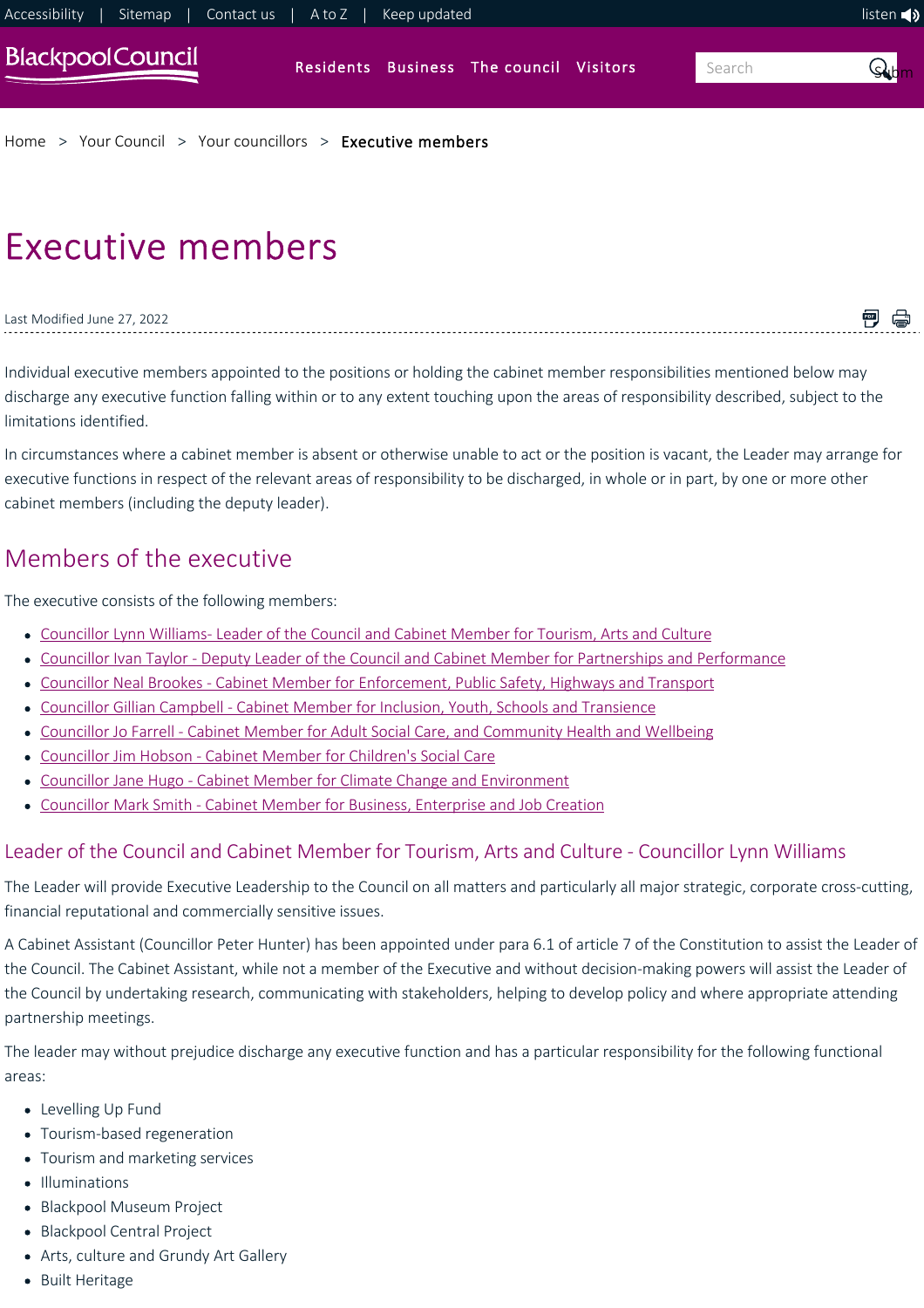Home > Your Council > Your councillors > Executive members

# Executive members

Last Modified June 27, 2022

Individual executive members appointed to the positions or holding the cabinet member responsibilities mentioned below may discharge any executive function falling within or to any extent touching upon the areas of responsibility described, subject to the limitations identified.

In circumstances where a cabinet member is absent or otherwise unable to act or the position is vacant, the Leader may arrange for executive functions in respect of the relevant areas of responsibility to be discharged, in whole or in part, by one or more other cabinet members (including the deputy leader).

## Members of the executive

The executive consists of the following members:

- Councillor Lynn Williams- Leader of the Council and Cabinet Member for Tourism, Arts and Culture
- Councillor Ivan Taylor - Deputy Leader of the Council and Cabinet Member for Partnerships and Performance
- Councillor Neal Brookes - Cabinet Member for Enforcement, Public Safety, Highways and Transport
- Councillor Gillian Campbell - Cabinet Member for Inclusion, Youth, Schools and Transience
- Councillor Jo Farrell - Cabinet Member for Adult Social Care, and Community Health and Wellbeing
- Councillor Jim Hobson - Cabinet Member for Children's Social Care
- Councillor Jane Hugo - Cabinet Member for Climate Change and Environment
- Councillor Mark Smith - Cabinet Member for Business, Enterprise and Job Creation

### Leader of the Council and Cabinet Member for Tourism, Arts and Culture - Councillor Lynn Williams

The Leader will provide Executive Leadership to the Council on all matters and particularly all major strategic, corporate cross-cutting, financial reputational and commercially sensitive issues.

A Cabinet Assistant (Councillor Peter Hunter) has been appointed under para 6.1 of article 7 of the Constitution to assist the Leader of the Council. The Cabinet Assistant, while not a member of the Executive and without decision-making powers will assist the Leader of the Council by undertaking research, communicating with stakeholders, helping to develop policy and where appropriate attending partnership meetings.

The leader may without prejudice discharge any executive function and has a particular responsibility for the following functional areas:

- Levelling Up Fund
- Tourism-based regeneration
- Tourism and marketing services
- Illuminations
- Blackpool Museum Project
- Blackpool Central Project
- Arts, culture and Grundy Art Gallery
- Built Heritage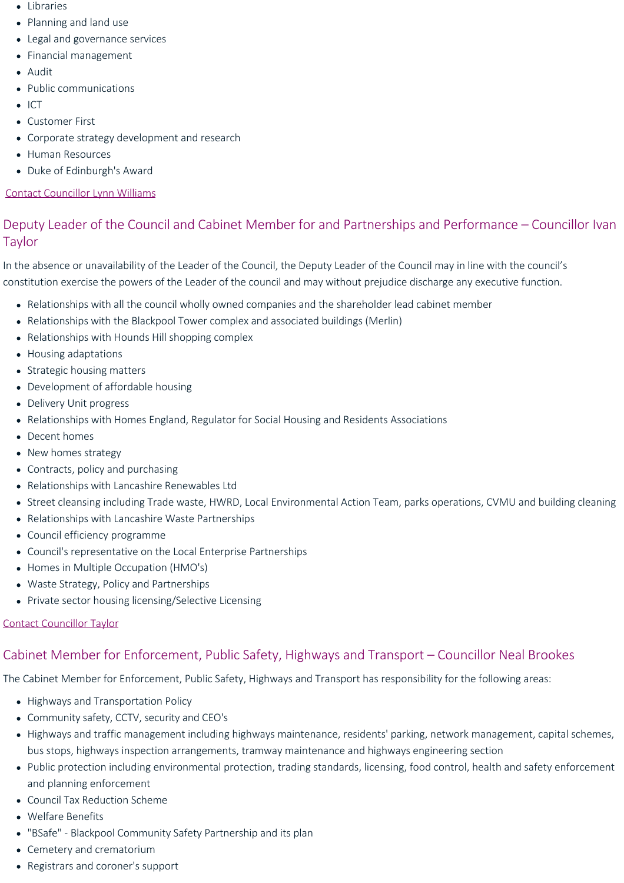- Libraries
- Planning and land use
- Legal and governance services
- Financial management
- Audit
- Public communications
- ICT
- Customer First
- Corporate strategy development and research
- Human Resources
- Duke of Edinburgh's Award

Contact Councillor Lynn Williams

## Deputy Leader of the Council and Cabinet Member for and Partnerships and Performance – Councillor Ivan Taylor

In the absence or unavailability of the Leader of the Council, the Deputy Leader of the Council may in line with the council's constitution exercise the powers of the Leader of the council and may without prejudice discharge any executive function.

- Relationships with all the council wholly owned companies and the shareholder lead cabinet member
- Relationships with the Blackpool Tower complex and associated buildings (Merlin)
- Relationships with Hounds Hill shopping complex
- Housing adaptations
- Strategic housing matters
- Development of affordable housing
- Delivery Unit progress
- Relationships with Homes England, Regulator for Social Housing and Residents Associations
- Decent homes
- New homes strategy
- Contracts, policy and purchasing
- Relationships with Lancashire Renewables Ltd
- Street cleansing including Trade waste, HWRD, Local Environmental Action Team, parks operations, CVMU and building cleaning
- Relationships with Lancashire Waste Partnerships
- Council efficiency programme
- Council's representative on the Local Enterprise Partnerships
- Homes in Multiple Occupation (HMO's)
- Waste Strategy, Policy and Partnerships
- Private sector housing licensing/Selective Licensing

Contact Councillor Taylor

## Cabinet Member for Enforcement, Public Safety, Highways and Transport – Councillor Neal Brookes

The Cabinet Member for Enforcement, Public Safety, Highways and Transport has responsibility for the following areas:

- Highways and Transportation Policy
- Community safety, CCTV, security and CEO's
- Highways and traffic management including highways maintenance, residents' parking, network management, capital schemes, bus stops, highways inspection arrangements, tramway maintenance and highways engineering section
- Public protection including environmental protection, trading standards, licensing, food control, health and safety enforcement and planning enforcement
- Council Tax Reduction Scheme
- Welfare Benefits
- "BSafe" - Blackpool Community Safety Partnership and its plan
- Cemetery and crematorium
- Registrars and coroner's support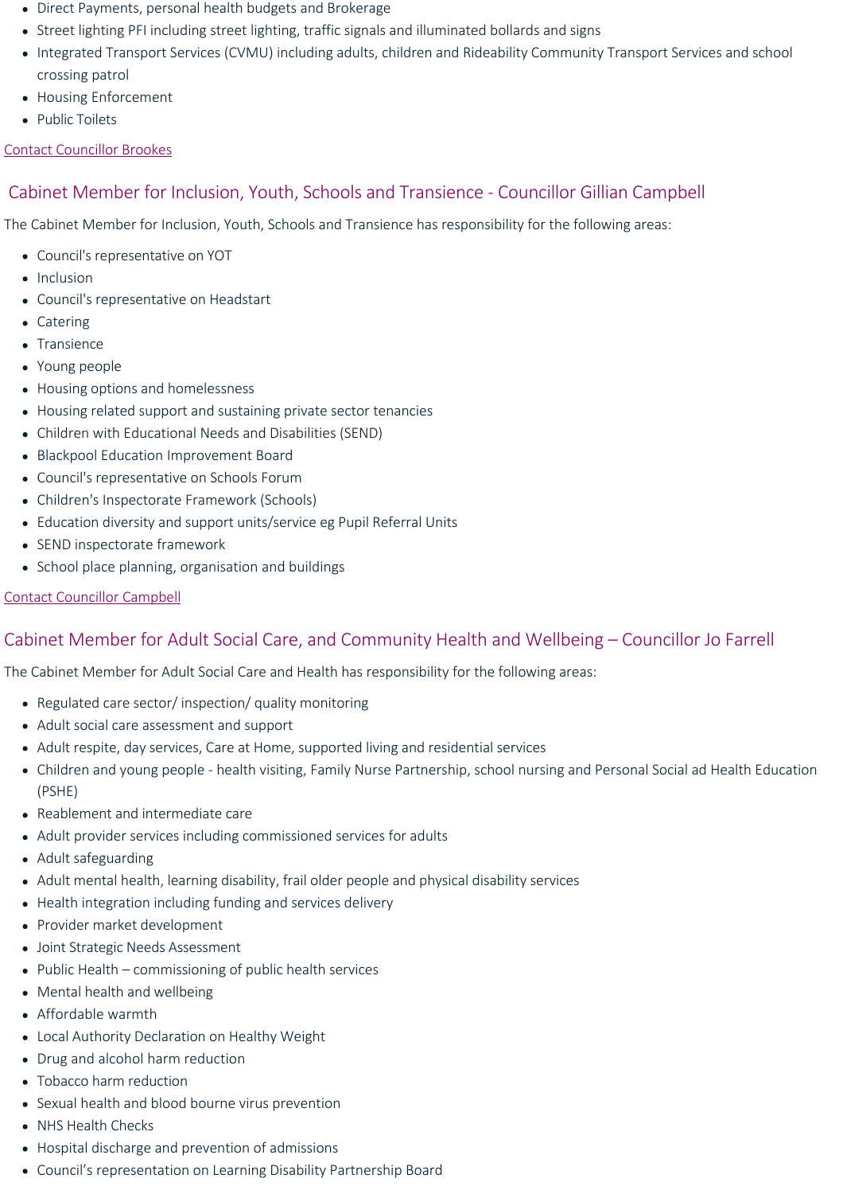- Direct Payments, personal health budgets and Brokerage
- Street lighting PFI including street lighting, traffic signals and illuminated bollards and signs
- Integrated Transport Services (CVMU) including adults, children and Rideability Community Transport Services and school crossing patrol
- Housing Enforcement
- Public Toilets

Contact Councillor Brookes

## Cabinet Member for Inclusion, Youth, Schools and Transience - Councillor Gillian Campbell

The Cabinet Member for Inclusion, Youth, Schools and Transience has responsibility for the following areas:

- Council's representative on YOT
- Inclusion
- Council's representative on Headstart
- Catering
- Transience
- Young people
- Housing options and homelessness
- Housing related support and sustaining private sector tenancies
- Children with Educational Needs and Disabilities (SEND)
- Blackpool Education Improvement Board
- Council's representative on Schools Forum
- Children's Inspectorate Framework (Schools)
- Education diversity and support units/service eg Pupil Referral Units
- SEND inspectorate framework
- School place planning, organisation and buildings

Contact Councillor Campbell

## Cabinet Member for Adult Social Care, and Community Health and Wellbeing – Councillor Jo Farrell

The Cabinet Member for Adult Social Care and Health has responsibility for the following areas:

- Regulated care sector/ inspection/ quality monitoring
- Adult social care assessment and support
- Adult respite, day services, Care at Home, supported living and residential services
- Children and young people - health visiting, Family Nurse Partnership, school nursing and Personal Social ad Health Education (PSHE)
- Reablement and intermediate care
- Adult provider services including commissioned services for adults
- Adult safeguarding
- Adult mental health, learning disability, frail older people and physical disability services
- Health integration including funding and services delivery
- Provider market development
- Joint Strategic Needs Assessment
- Public Health – commissioning of public health services
- Mental health and wellbeing
- Affordable warmth
- Local Authority Declaration on Healthy Weight
- Drug and alcohol harm reduction
- Tobacco harm reduction
- Sexual health and blood bourne virus prevention
- NHS Health Checks
- Hospital discharge and prevention of admissions
- Council's representation on Learning Disability Partnership Board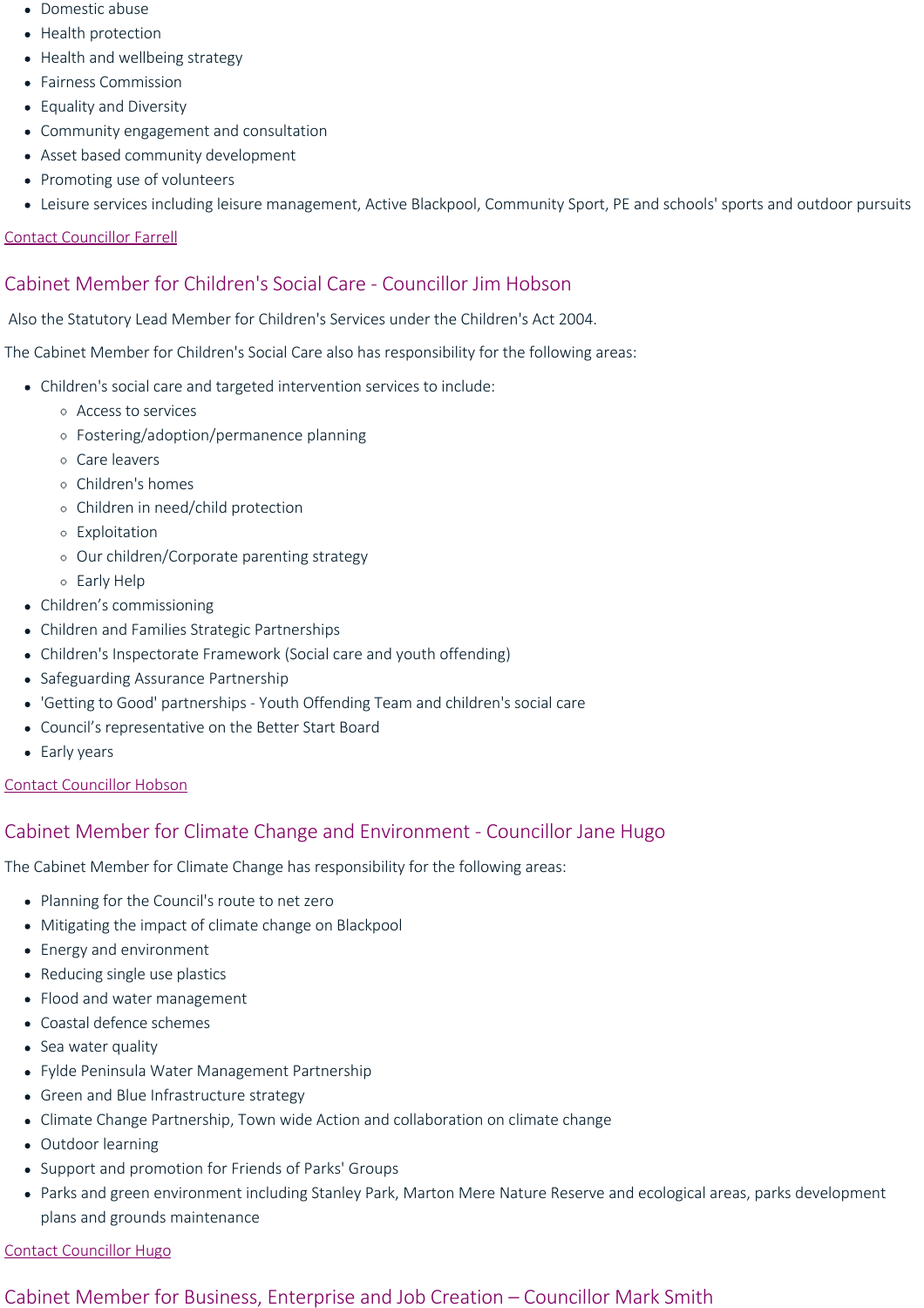- Domestic abuse
- Health protection
- Health and wellbeing strategy
- Fairness Commission
- Equality and Diversity
- Community engagement and consultation
- Asset based community development
- Promoting use of volunteers
- Leisure services including leisure management, Active Blackpool, Community Sport, PE and schools' sports and outdoor pursuits

Contact Councillor Farrell

## Cabinet Member for Children's Social Care - Councillor Jim Hobson

Also the Statutory Lead Member for Children's Services under the Children's Act 2004.

The Cabinet Member for Children's Social Care also has responsibility for the following areas:

- Children's social care and targeted intervention services to include:
    - Access to services
    - Fostering/adoption/permanence planning
    - Care leavers
    - Children's homes
    - Children in need/child protection
    - Exploitation
    - Our children/Corporate parenting strategy
    - Early Help
- Children's commissioning
- Children and Families Strategic Partnerships
- Children's Inspectorate Framework (Social care and youth offending)
- Safeguarding Assurance Partnership
- 'Getting to Good' partnerships - Youth Offending Team and children's social care
- Council's representative on the Better Start Board
- Early years

Contact Councillor Hobson

## Cabinet Member for Climate Change and Environment - Councillor Jane Hugo

The Cabinet Member for Climate Change has responsibility for the following areas:

- Planning for the Council's route to net zero
- Mitigating the impact of climate change on Blackpool
- Energy and environment
- Reducing single use plastics
- Flood and water management
- Coastal defence schemes
- Sea water quality
- Fylde Peninsula Water Management Partnership
- Green and Blue Infrastructure strategy
- Climate Change Partnership, Town wide Action and collaboration on climate change
- Outdoor learning
- Support and promotion for Friends of Parks' Groups
- Parks and green environment including Stanley Park, Marton Mere Nature Reserve and ecological areas, parks development plans and grounds maintenance

Contact Councillor Hugo

## Cabinet Member for Business, Enterprise and Job Creation – Councillor Mark Smith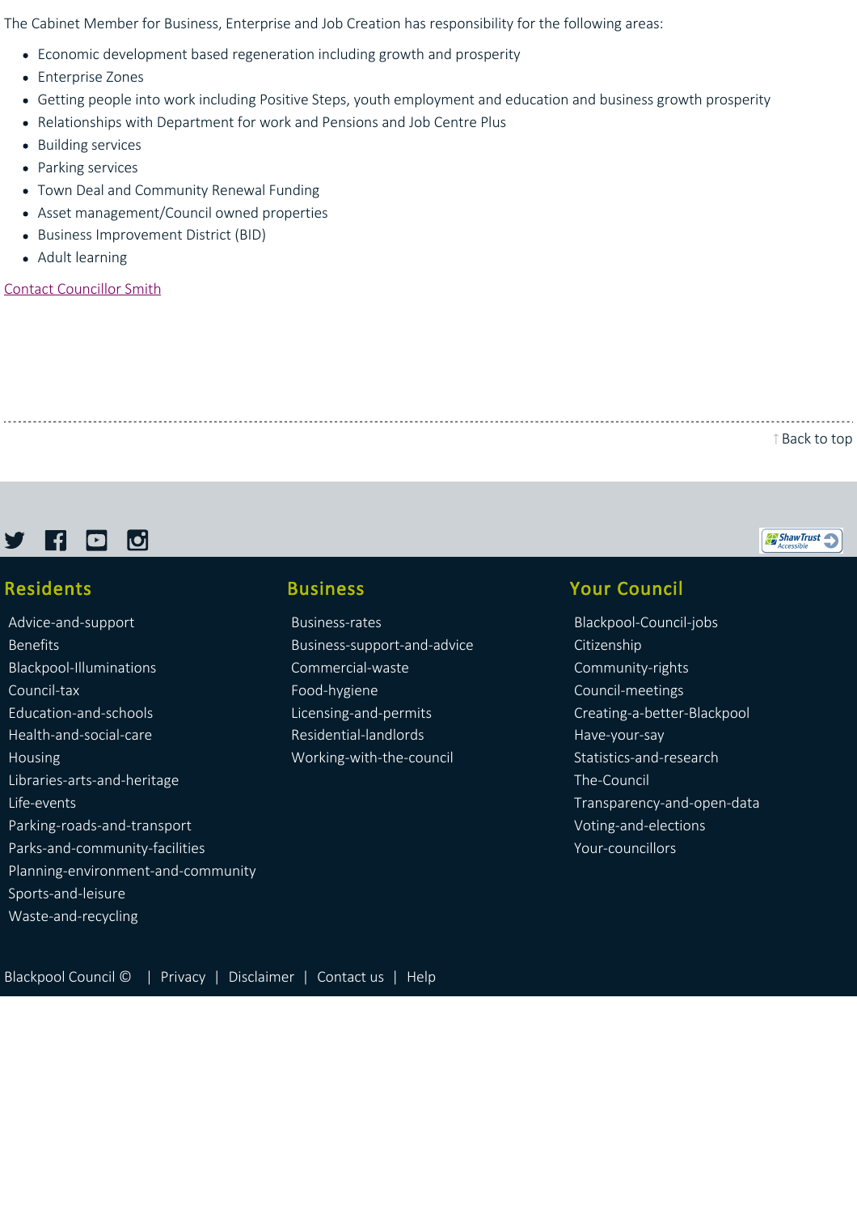The Cabinet Member for Business, Enterprise and Job Creation has responsibility for the following areas:

- Economic development based regeneration including growth and prosperity
- Enterprise Zones
- Getting people into work including Positive Steps, youth employment and education and business growth prosperity
- Relationships with Department for work and Pensions and Job Centre Plus
- Building services
- Parking services
- Town Deal and Community Renewal Funding
- Asset management/Council owned properties
- Business Improvement District (BID)
- Adult learning

Contact Councillor Smith

↑ Back to top

## Residents

- Advice-and-support
- Benefits
- Blackpool-Illuminations
- Council-tax
- Education-and-schools
- Health-and-social-care
- Housing
- Libraries-arts-and-heritage
- Life-events
- Parking-roads-and-transport
- Parks-and-community-facilities
- Planning-environment-and-community
- Sports-and-leisure
- Waste-and-recycling

## Business

- Business-rates
- Business-support-and-advice
- Commercial-waste
- Food-hygiene
- Licensing-and-permits
- Residential-landlords
- Working-with-the-council

## Your Council

- Blackpool-Council-jobs
- Citizenship
- Community-rights
- Council-meetings
- Creating-a-better-Blackpool
- Have-your-say
- Statistics-and-research
- The-Council
- Transparency-and-open-data
- Voting-and-elections
- Your-councillors

Blackpool Council © | Privacy | Disclaimer | Contact us | Help